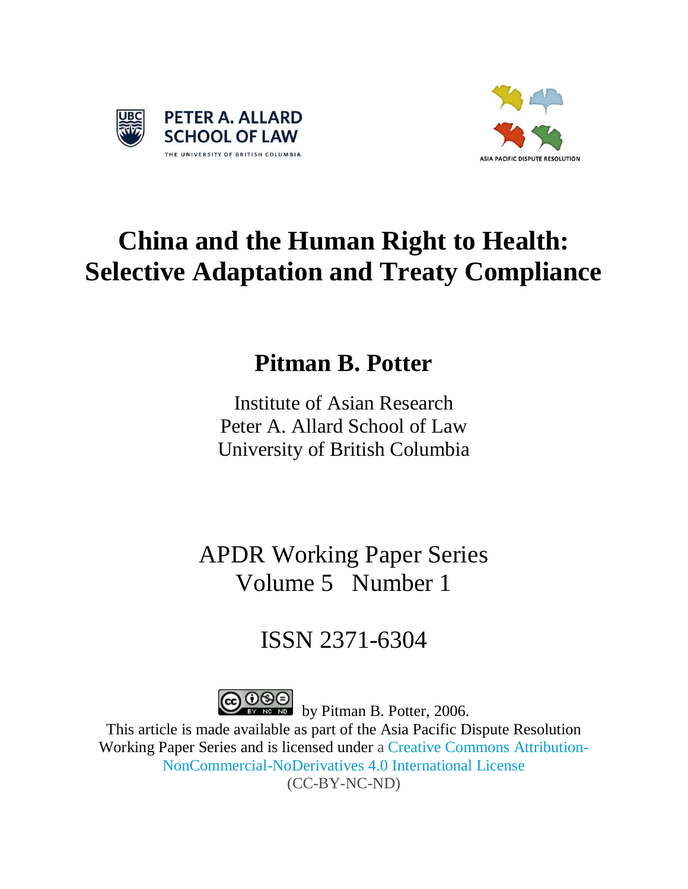PETER A. ALLARD SCHOOL OF LAW
THE UNIVERSITY OF BRITISH COLUMBIA

ASIA PACIFIC DISPUTE RESOLUTION

# China and the Human Right to Health: Selective Adaptation and Treaty Compliance

## Pitman B. Potter

Institute of Asian Research
Peter A. Allard School of Law
University of British Columbia

APDR Working Paper Series
Volume 5 Number 1

ISSN 2371-6304

by Pitman B. Potter, 2006.
This article is made available as part of the Asia Pacific Dispute Resolution Working Paper Series and is licensed under a Creative Commons Attribution-NonCommercial-NoDerivatives 4.0 International License
(CC-BY-NC-ND)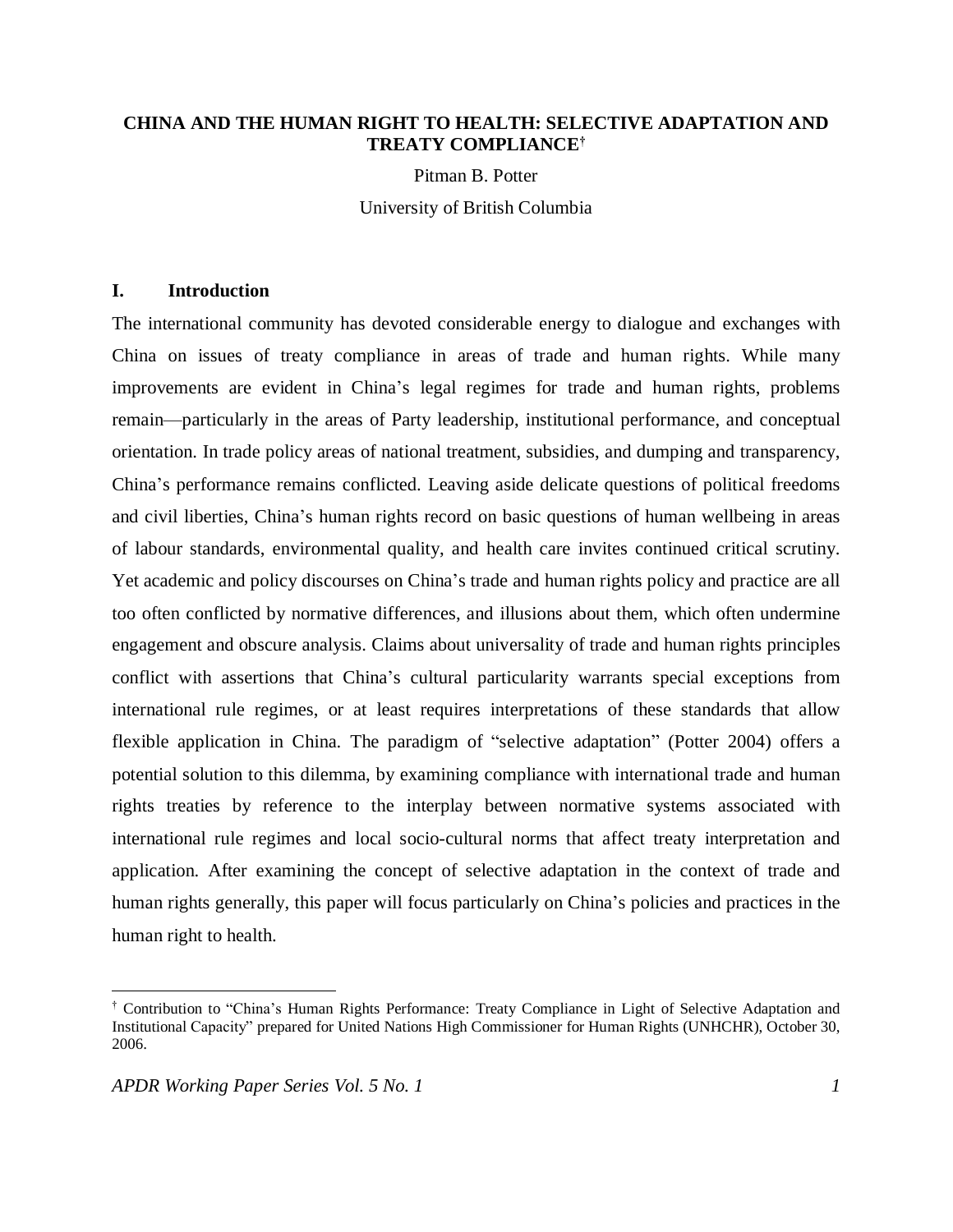# CHINA AND THE HUMAN RIGHT TO HEALTH: SELECTIVE ADAPTATION AND TREATY COMPLIANCE†

Pitman B. Potter

University of British Columbia

## I. Introduction

The international community has devoted considerable energy to dialogue and exchanges with China on issues of treaty compliance in areas of trade and human rights. While many improvements are evident in China's legal regimes for trade and human rights, problems remain—particularly in the areas of Party leadership, institutional performance, and conceptual orientation. In trade policy areas of national treatment, subsidies, and dumping and transparency, China's performance remains conflicted. Leaving aside delicate questions of political freedoms and civil liberties, China's human rights record on basic questions of human wellbeing in areas of labour standards, environmental quality, and health care invites continued critical scrutiny. Yet academic and policy discourses on China's trade and human rights policy and practice are all too often conflicted by normative differences, and illusions about them, which often undermine engagement and obscure analysis. Claims about universality of trade and human rights principles conflict with assertions that China's cultural particularity warrants special exceptions from international rule regimes, or at least requires interpretations of these standards that allow flexible application in China. The paradigm of "selective adaptation" (Potter 2004) offers a potential solution to this dilemma, by examining compliance with international trade and human rights treaties by reference to the interplay between normative systems associated with international rule regimes and local socio-cultural norms that affect treaty interpretation and application. After examining the concept of selective adaptation in the context of trade and human rights generally, this paper will focus particularly on China's policies and practices in the human right to health.

---

† Contribution to "China's Human Rights Performance: Treaty Compliance in Light of Selective Adaptation and Institutional Capacity" prepared for United Nations High Commissioner for Human Rights (UNHCHR), October 30, 2006.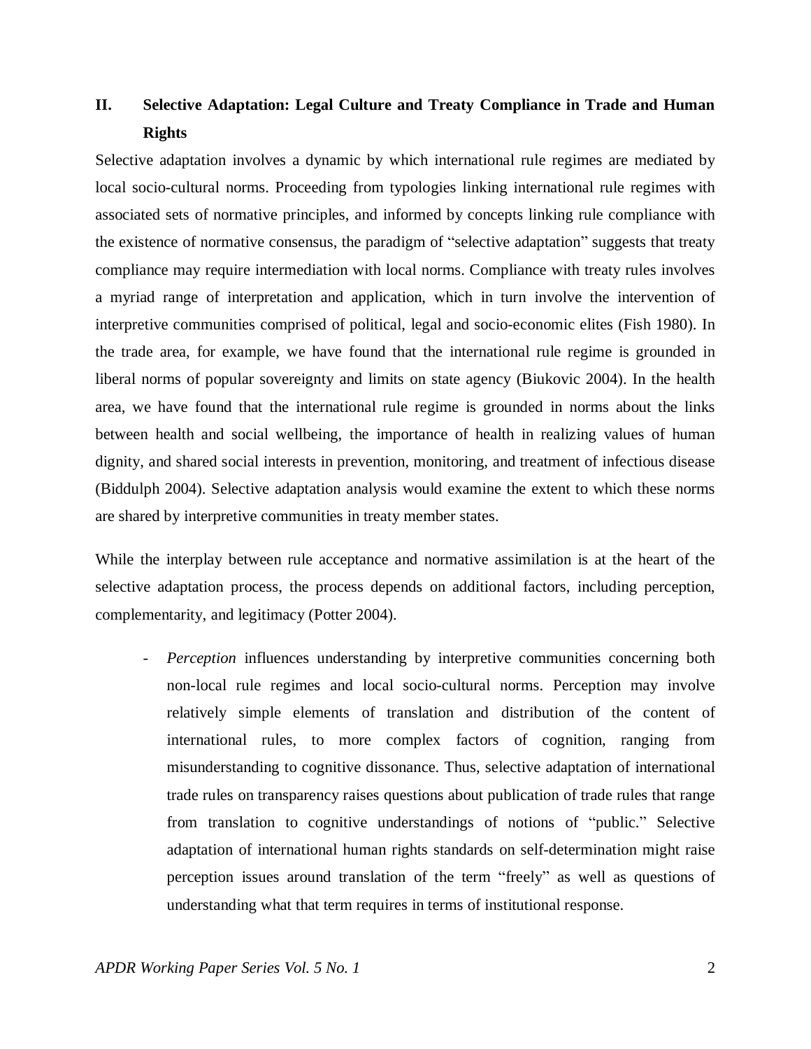## II. Selective Adaptation: Legal Culture and Treaty Compliance in Trade and Human Rights

Selective adaptation involves a dynamic by which international rule regimes are mediated by local socio-cultural norms. Proceeding from typologies linking international rule regimes with associated sets of normative principles, and informed by concepts linking rule compliance with the existence of normative consensus, the paradigm of "selective adaptation" suggests that treaty compliance may require intermediation with local norms. Compliance with treaty rules involves a myriad range of interpretation and application, which in turn involve the intervention of interpretive communities comprised of political, legal and socio-economic elites (Fish 1980). In the trade area, for example, we have found that the international rule regime is grounded in liberal norms of popular sovereignty and limits on state agency (Biukovic 2004). In the health area, we have found that the international rule regime is grounded in norms about the links between health and social wellbeing, the importance of health in realizing values of human dignity, and shared social interests in prevention, monitoring, and treatment of infectious disease (Biddulph 2004). Selective adaptation analysis would examine the extent to which these norms are shared by interpretive communities in treaty member states.

While the interplay between rule acceptance and normative assimilation is at the heart of the selective adaptation process, the process depends on additional factors, including perception, complementarity, and legitimacy (Potter 2004).

- *Perception* influences understanding by interpretive communities concerning both non-local rule regimes and local socio-cultural norms. Perception may involve relatively simple elements of translation and distribution of the content of international rules, to more complex factors of cognition, ranging from misunderstanding to cognitive dissonance. Thus, selective adaptation of international trade rules on transparency raises questions about publication of trade rules that range from translation to cognitive understandings of notions of "public." Selective adaptation of international human rights standards on self-determination might raise perception issues around translation of the term "freely" as well as questions of understanding what that term requires in terms of institutional response.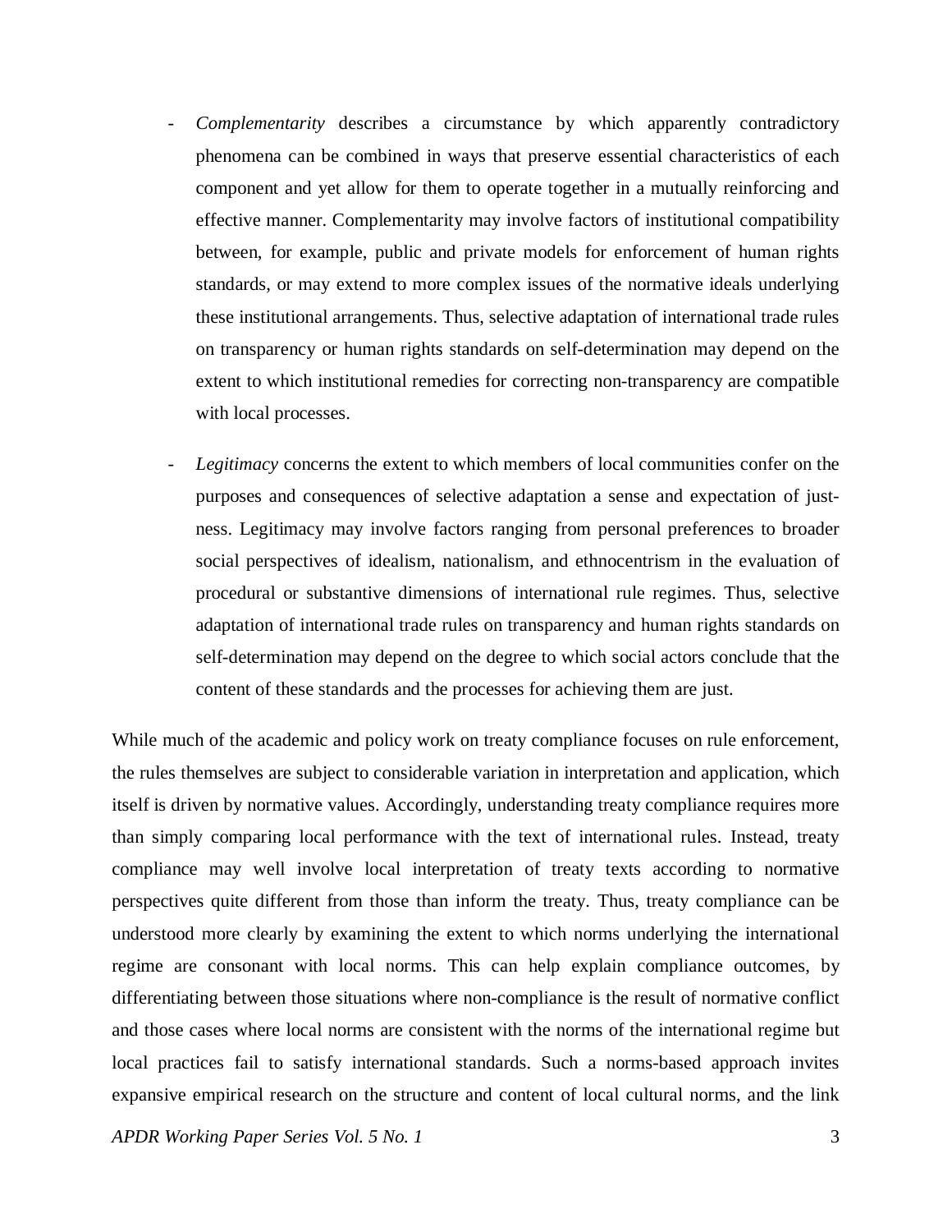- *Complementarity* describes a circumstance by which apparently contradictory phenomena can be combined in ways that preserve essential characteristics of each component and yet allow for them to operate together in a mutually reinforcing and effective manner. Complementarity may involve factors of institutional compatibility between, for example, public and private models for enforcement of human rights standards, or may extend to more complex issues of the normative ideals underlying these institutional arrangements. Thus, selective adaptation of international trade rules on transparency or human rights standards on self-determination may depend on the extent to which institutional remedies for correcting non-transparency are compatible with local processes.

- *Legitimacy* concerns the extent to which members of local communities confer on the purposes and consequences of selective adaptation a sense and expectation of just-ness. Legitimacy may involve factors ranging from personal preferences to broader social perspectives of idealism, nationalism, and ethnocentrism in the evaluation of procedural or substantive dimensions of international rule regimes. Thus, selective adaptation of international trade rules on transparency and human rights standards on self-determination may depend on the degree to which social actors conclude that the content of these standards and the processes for achieving them are just.

While much of the academic and policy work on treaty compliance focuses on rule enforcement, the rules themselves are subject to considerable variation in interpretation and application, which itself is driven by normative values. Accordingly, understanding treaty compliance requires more than simply comparing local performance with the text of international rules. Instead, treaty compliance may well involve local interpretation of treaty texts according to normative perspectives quite different from those than inform the treaty. Thus, treaty compliance can be understood more clearly by examining the extent to which norms underlying the international regime are consonant with local norms. This can help explain compliance outcomes, by differentiating between those situations where non-compliance is the result of normative conflict and those cases where local norms are consistent with the norms of the international regime but local practices fail to satisfy international standards. Such a norms-based approach invites expansive empirical research on the structure and content of local cultural norms, and the link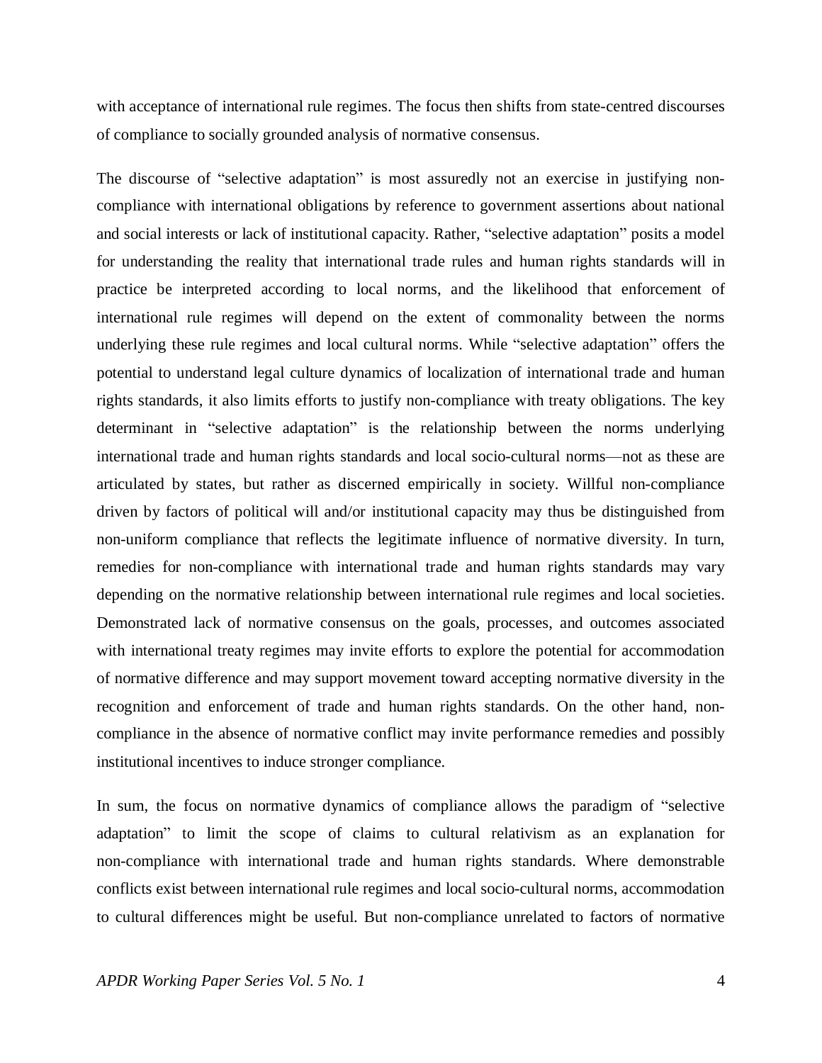with acceptance of international rule regimes. The focus then shifts from state-centred discourses of compliance to socially grounded analysis of normative consensus.

The discourse of "selective adaptation" is most assuredly not an exercise in justifying non-compliance with international obligations by reference to government assertions about national and social interests or lack of institutional capacity. Rather, "selective adaptation" posits a model for understanding the reality that international trade rules and human rights standards will in practice be interpreted according to local norms, and the likelihood that enforcement of international rule regimes will depend on the extent of commonality between the norms underlying these rule regimes and local cultural norms. While "selective adaptation" offers the potential to understand legal culture dynamics of localization of international trade and human rights standards, it also limits efforts to justify non-compliance with treaty obligations. The key determinant in "selective adaptation" is the relationship between the norms underlying international trade and human rights standards and local socio-cultural norms—not as these are articulated by states, but rather as discerned empirically in society. Willful non-compliance driven by factors of political will and/or institutional capacity may thus be distinguished from non-uniform compliance that reflects the legitimate influence of normative diversity. In turn, remedies for non-compliance with international trade and human rights standards may vary depending on the normative relationship between international rule regimes and local societies. Demonstrated lack of normative consensus on the goals, processes, and outcomes associated with international treaty regimes may invite efforts to explore the potential for accommodation of normative difference and may support movement toward accepting normative diversity in the recognition and enforcement of trade and human rights standards. On the other hand, non-compliance in the absence of normative conflict may invite performance remedies and possibly institutional incentives to induce stronger compliance.

In sum, the focus on normative dynamics of compliance allows the paradigm of "selective adaptation" to limit the scope of claims to cultural relativism as an explanation for non-compliance with international trade and human rights standards. Where demonstrable conflicts exist between international rule regimes and local socio-cultural norms, accommodation to cultural differences might be useful. But non-compliance unrelated to factors of normative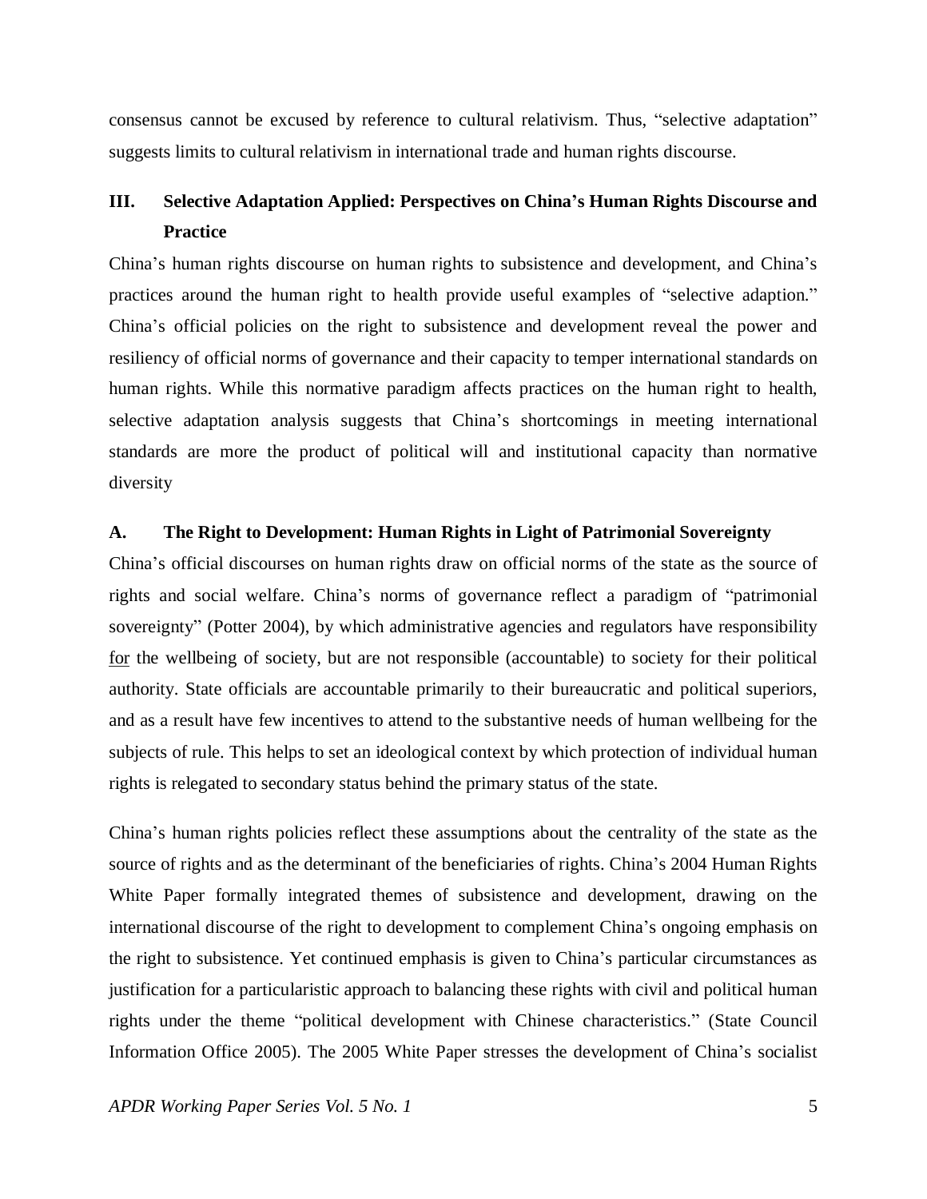consensus cannot be excused by reference to cultural relativism. Thus, "selective adaptation" suggests limits to cultural relativism in international trade and human rights discourse.

## III. Selective Adaptation Applied: Perspectives on China's Human Rights Discourse and Practice

China's human rights discourse on human rights to subsistence and development, and China's practices around the human right to health provide useful examples of "selective adaption." China's official policies on the right to subsistence and development reveal the power and resiliency of official norms of governance and their capacity to temper international standards on human rights. While this normative paradigm affects practices on the human right to health, selective adaptation analysis suggests that China's shortcomings in meeting international standards are more the product of political will and institutional capacity than normative diversity

### A. The Right to Development: Human Rights in Light of Patrimonial Sovereignty

China's official discourses on human rights draw on official norms of the state as the source of rights and social welfare. China's norms of governance reflect a paradigm of "patrimonial sovereignty" (Potter 2004), by which administrative agencies and regulators have responsibility for the wellbeing of society, but are not responsible (accountable) to society for their political authority. State officials are accountable primarily to their bureaucratic and political superiors, and as a result have few incentives to attend to the substantive needs of human wellbeing for the subjects of rule. This helps to set an ideological context by which protection of individual human rights is relegated to secondary status behind the primary status of the state.

China's human rights policies reflect these assumptions about the centrality of the state as the source of rights and as the determinant of the beneficiaries of rights. China's 2004 Human Rights White Paper formally integrated themes of subsistence and development, drawing on the international discourse of the right to development to complement China's ongoing emphasis on the right to subsistence. Yet continued emphasis is given to China's particular circumstances as justification for a particularistic approach to balancing these rights with civil and political human rights under the theme "political development with Chinese characteristics." (State Council Information Office 2005). The 2005 White Paper stresses the development of China's socialist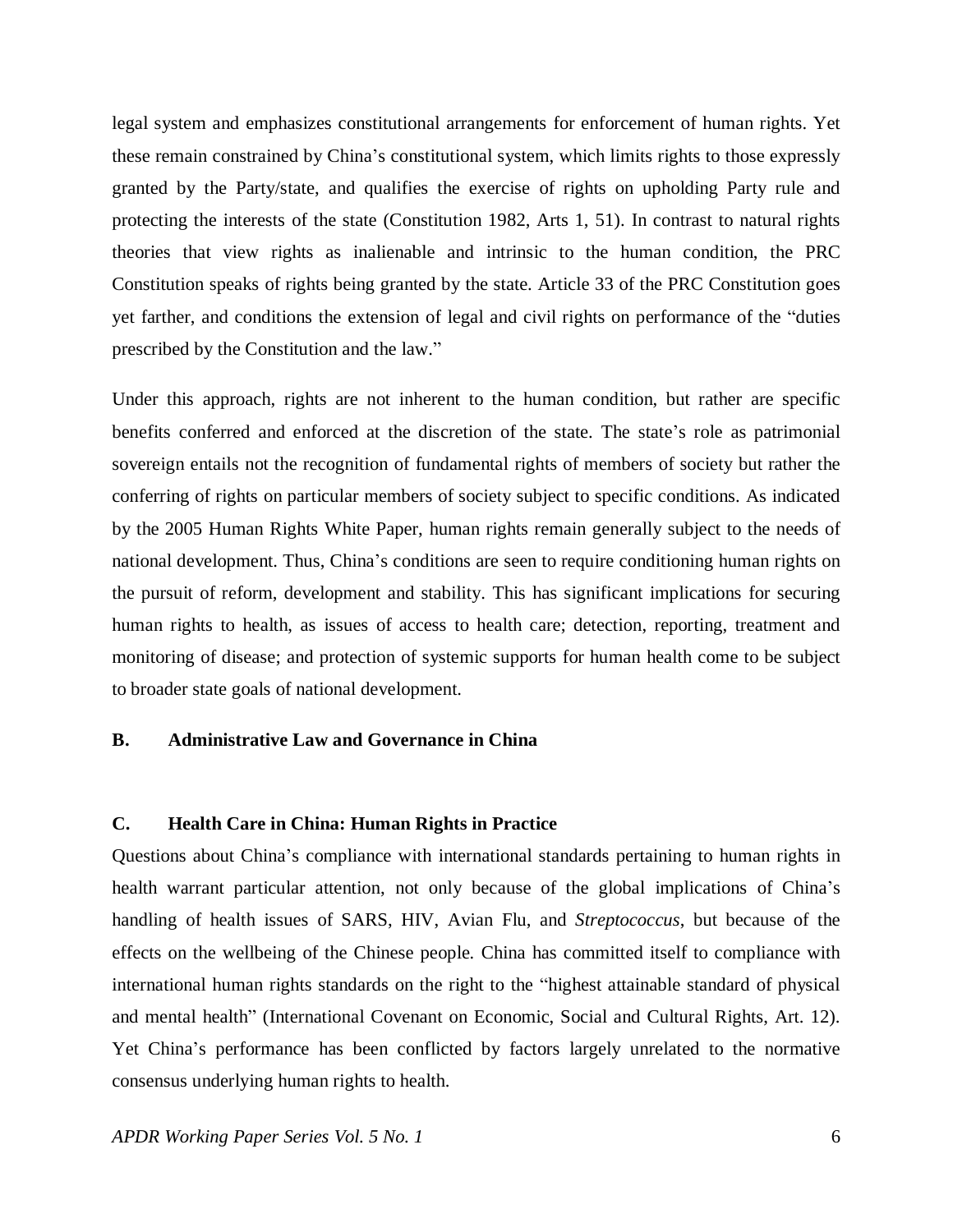legal system and emphasizes constitutional arrangements for enforcement of human rights. Yet these remain constrained by China's constitutional system, which limits rights to those expressly granted by the Party/state, and qualifies the exercise of rights on upholding Party rule and protecting the interests of the state (Constitution 1982, Arts 1, 51). In contrast to natural rights theories that view rights as inalienable and intrinsic to the human condition, the PRC Constitution speaks of rights being granted by the state. Article 33 of the PRC Constitution goes yet farther, and conditions the extension of legal and civil rights on performance of the "duties prescribed by the Constitution and the law."

Under this approach, rights are not inherent to the human condition, but rather are specific benefits conferred and enforced at the discretion of the state. The state's role as patrimonial sovereign entails not the recognition of fundamental rights of members of society but rather the conferring of rights on particular members of society subject to specific conditions. As indicated by the 2005 Human Rights White Paper, human rights remain generally subject to the needs of national development. Thus, China's conditions are seen to require conditioning human rights on the pursuit of reform, development and stability. This has significant implications for securing human rights to health, as issues of access to health care; detection, reporting, treatment and monitoring of disease; and protection of systemic supports for human health come to be subject to broader state goals of national development.

### B. Administrative Law and Governance in China

### C. Health Care in China: Human Rights in Practice

Questions about China's compliance with international standards pertaining to human rights in health warrant particular attention, not only because of the global implications of China's handling of health issues of SARS, HIV, Avian Flu, and *Streptococcus*, but because of the effects on the wellbeing of the Chinese people. China has committed itself to compliance with international human rights standards on the right to the "highest attainable standard of physical and mental health" (International Covenant on Economic, Social and Cultural Rights, Art. 12). Yet China's performance has been conflicted by factors largely unrelated to the normative consensus underlying human rights to health.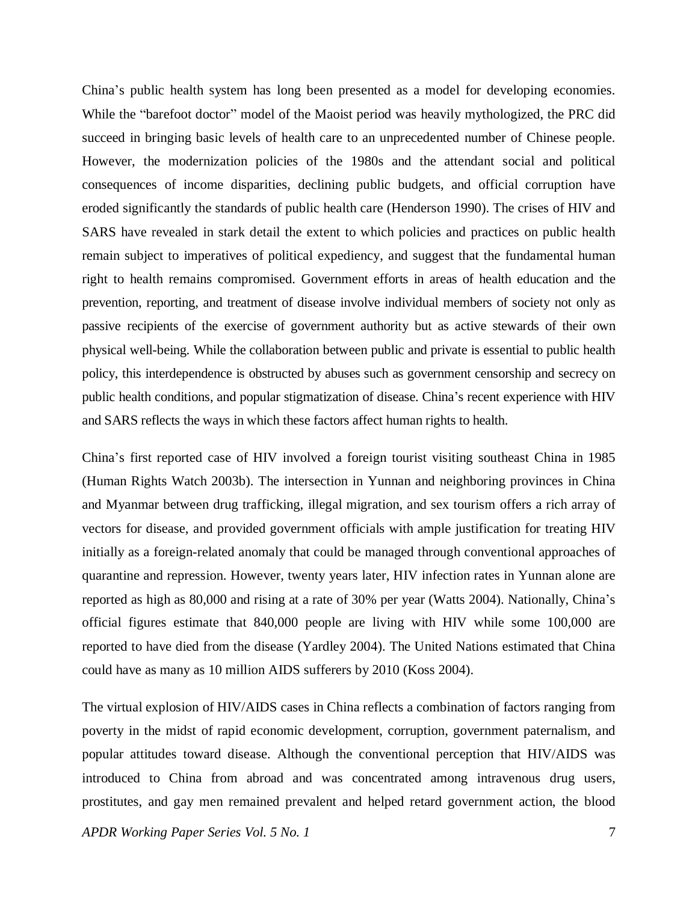China's public health system has long been presented as a model for developing economies. While the "barefoot doctor" model of the Maoist period was heavily mythologized, the PRC did succeed in bringing basic levels of health care to an unprecedented number of Chinese people. However, the modernization policies of the 1980s and the attendant social and political consequences of income disparities, declining public budgets, and official corruption have eroded significantly the standards of public health care (Henderson 1990). The crises of HIV and SARS have revealed in stark detail the extent to which policies and practices on public health remain subject to imperatives of political expediency, and suggest that the fundamental human right to health remains compromised. Government efforts in areas of health education and the prevention, reporting, and treatment of disease involve individual members of society not only as passive recipients of the exercise of government authority but as active stewards of their own physical well-being. While the collaboration between public and private is essential to public health policy, this interdependence is obstructed by abuses such as government censorship and secrecy on public health conditions, and popular stigmatization of disease. China's recent experience with HIV and SARS reflects the ways in which these factors affect human rights to health.

China's first reported case of HIV involved a foreign tourist visiting southeast China in 1985 (Human Rights Watch 2003b). The intersection in Yunnan and neighboring provinces in China and Myanmar between drug trafficking, illegal migration, and sex tourism offers a rich array of vectors for disease, and provided government officials with ample justification for treating HIV initially as a foreign-related anomaly that could be managed through conventional approaches of quarantine and repression. However, twenty years later, HIV infection rates in Yunnan alone are reported as high as 80,000 and rising at a rate of 30% per year (Watts 2004). Nationally, China's official figures estimate that 840,000 people are living with HIV while some 100,000 are reported to have died from the disease (Yardley 2004). The United Nations estimated that China could have as many as 10 million AIDS sufferers by 2010 (Koss 2004).

The virtual explosion of HIV/AIDS cases in China reflects a combination of factors ranging from poverty in the midst of rapid economic development, corruption, government paternalism, and popular attitudes toward disease. Although the conventional perception that HIV/AIDS was introduced to China from abroad and was concentrated among intravenous drug users, prostitutes, and gay men remained prevalent and helped retard government action, the blood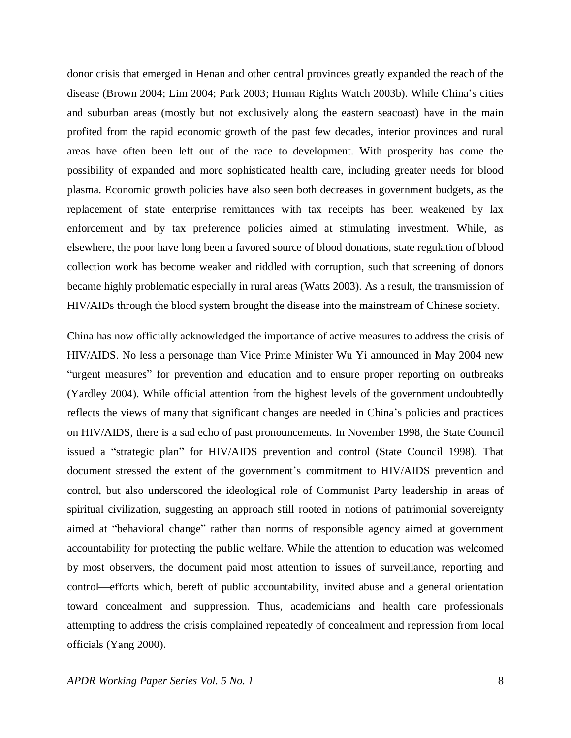donor crisis that emerged in Henan and other central provinces greatly expanded the reach of the disease (Brown 2004; Lim 2004; Park 2003; Human Rights Watch 2003b). While China's cities and suburban areas (mostly but not exclusively along the eastern seacoast) have in the main profited from the rapid economic growth of the past few decades, interior provinces and rural areas have often been left out of the race to development. With prosperity has come the possibility of expanded and more sophisticated health care, including greater needs for blood plasma. Economic growth policies have also seen both decreases in government budgets, as the replacement of state enterprise remittances with tax receipts has been weakened by lax enforcement and by tax preference policies aimed at stimulating investment. While, as elsewhere, the poor have long been a favored source of blood donations, state regulation of blood collection work has become weaker and riddled with corruption, such that screening of donors became highly problematic especially in rural areas (Watts 2003). As a result, the transmission of HIV/AIDs through the blood system brought the disease into the mainstream of Chinese society.

China has now officially acknowledged the importance of active measures to address the crisis of HIV/AIDS. No less a personage than Vice Prime Minister Wu Yi announced in May 2004 new "urgent measures" for prevention and education and to ensure proper reporting on outbreaks (Yardley 2004). While official attention from the highest levels of the government undoubtedly reflects the views of many that significant changes are needed in China's policies and practices on HIV/AIDS, there is a sad echo of past pronouncements. In November 1998, the State Council issued a "strategic plan" for HIV/AIDS prevention and control (State Council 1998). That document stressed the extent of the government's commitment to HIV/AIDS prevention and control, but also underscored the ideological role of Communist Party leadership in areas of spiritual civilization, suggesting an approach still rooted in notions of patrimonial sovereignty aimed at "behavioral change" rather than norms of responsible agency aimed at government accountability for protecting the public welfare. While the attention to education was welcomed by most observers, the document paid most attention to issues of surveillance, reporting and control—efforts which, bereft of public accountability, invited abuse and a general orientation toward concealment and suppression. Thus, academicians and health care professionals attempting to address the crisis complained repeatedly of concealment and repression from local officials (Yang 2000).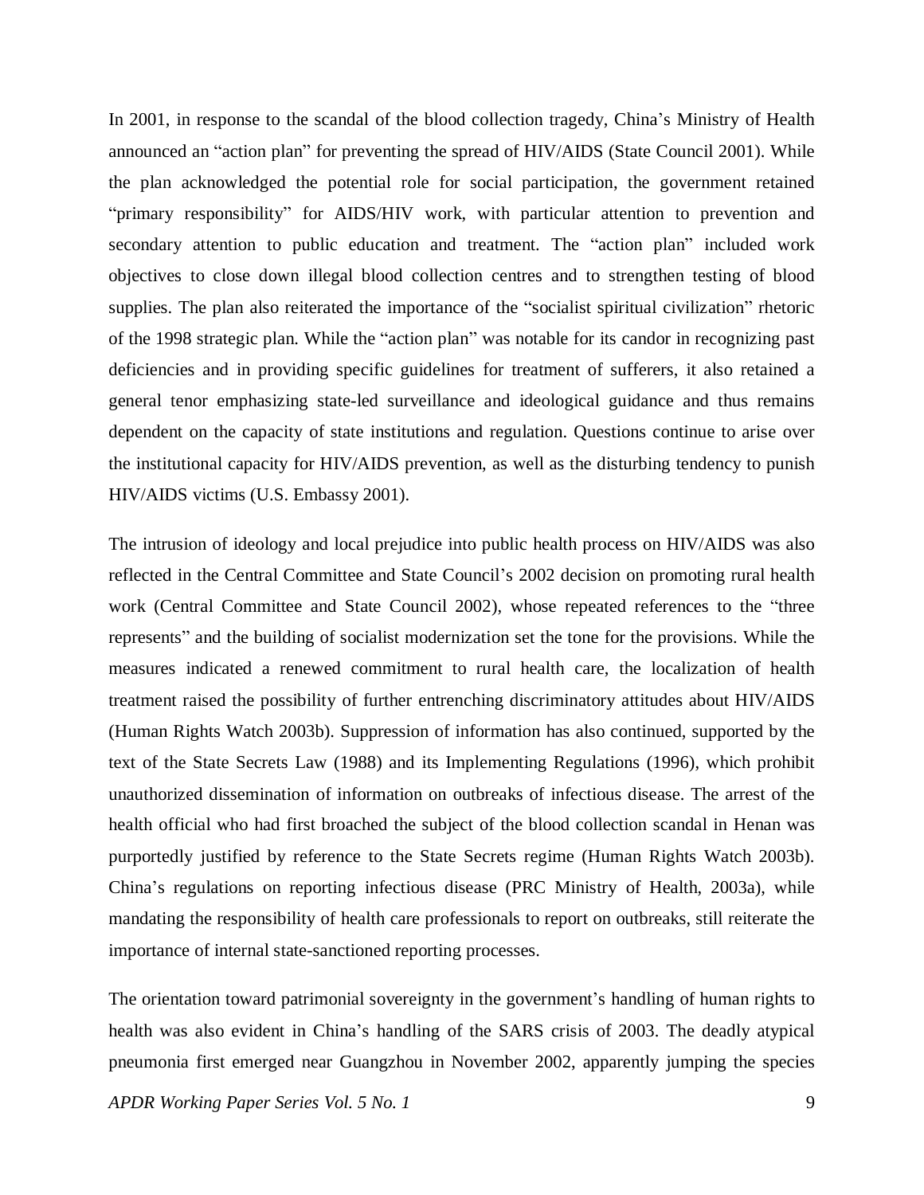In 2001, in response to the scandal of the blood collection tragedy, China's Ministry of Health announced an "action plan" for preventing the spread of HIV/AIDS (State Council 2001). While the plan acknowledged the potential role for social participation, the government retained "primary responsibility" for AIDS/HIV work, with particular attention to prevention and secondary attention to public education and treatment. The "action plan" included work objectives to close down illegal blood collection centres and to strengthen testing of blood supplies. The plan also reiterated the importance of the "socialist spiritual civilization" rhetoric of the 1998 strategic plan. While the "action plan" was notable for its candor in recognizing past deficiencies and in providing specific guidelines for treatment of sufferers, it also retained a general tenor emphasizing state-led surveillance and ideological guidance and thus remains dependent on the capacity of state institutions and regulation. Questions continue to arise over the institutional capacity for HIV/AIDS prevention, as well as the disturbing tendency to punish HIV/AIDS victims (U.S. Embassy 2001).

The intrusion of ideology and local prejudice into public health process on HIV/AIDS was also reflected in the Central Committee and State Council's 2002 decision on promoting rural health work (Central Committee and State Council 2002), whose repeated references to the "three represents" and the building of socialist modernization set the tone for the provisions. While the measures indicated a renewed commitment to rural health care, the localization of health treatment raised the possibility of further entrenching discriminatory attitudes about HIV/AIDS (Human Rights Watch 2003b). Suppression of information has also continued, supported by the text of the State Secrets Law (1988) and its Implementing Regulations (1996), which prohibit unauthorized dissemination of information on outbreaks of infectious disease. The arrest of the health official who had first broached the subject of the blood collection scandal in Henan was purportedly justified by reference to the State Secrets regime (Human Rights Watch 2003b). China's regulations on reporting infectious disease (PRC Ministry of Health, 2003a), while mandating the responsibility of health care professionals to report on outbreaks, still reiterate the importance of internal state-sanctioned reporting processes.

The orientation toward patrimonial sovereignty in the government's handling of human rights to health was also evident in China's handling of the SARS crisis of 2003. The deadly atypical pneumonia first emerged near Guangzhou in November 2002, apparently jumping the species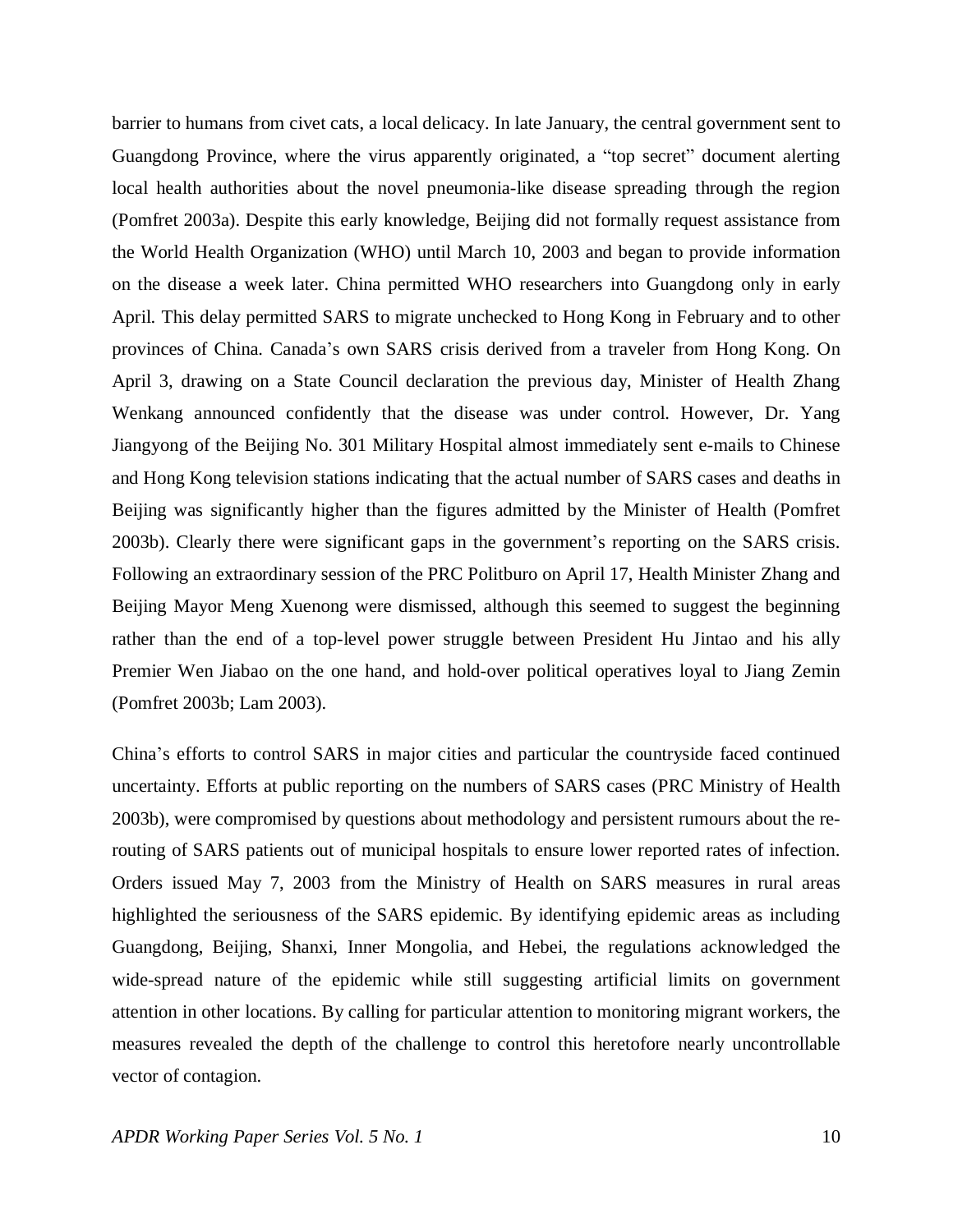barrier to humans from civet cats, a local delicacy. In late January, the central government sent to Guangdong Province, where the virus apparently originated, a "top secret" document alerting local health authorities about the novel pneumonia-like disease spreading through the region (Pomfret 2003a). Despite this early knowledge, Beijing did not formally request assistance from the World Health Organization (WHO) until March 10, 2003 and began to provide information on the disease a week later. China permitted WHO researchers into Guangdong only in early April. This delay permitted SARS to migrate unchecked to Hong Kong in February and to other provinces of China. Canada's own SARS crisis derived from a traveler from Hong Kong. On April 3, drawing on a State Council declaration the previous day, Minister of Health Zhang Wenkang announced confidently that the disease was under control. However, Dr. Yang Jiangyong of the Beijing No. 301 Military Hospital almost immediately sent e-mails to Chinese and Hong Kong television stations indicating that the actual number of SARS cases and deaths in Beijing was significantly higher than the figures admitted by the Minister of Health (Pomfret 2003b). Clearly there were significant gaps in the government's reporting on the SARS crisis. Following an extraordinary session of the PRC Politburo on April 17, Health Minister Zhang and Beijing Mayor Meng Xuenong were dismissed, although this seemed to suggest the beginning rather than the end of a top-level power struggle between President Hu Jintao and his ally Premier Wen Jiabao on the one hand, and hold-over political operatives loyal to Jiang Zemin (Pomfret 2003b; Lam 2003).

China's efforts to control SARS in major cities and particular the countryside faced continued uncertainty. Efforts at public reporting on the numbers of SARS cases (PRC Ministry of Health 2003b), were compromised by questions about methodology and persistent rumours about the re-routing of SARS patients out of municipal hospitals to ensure lower reported rates of infection. Orders issued May 7, 2003 from the Ministry of Health on SARS measures in rural areas highlighted the seriousness of the SARS epidemic. By identifying epidemic areas as including Guangdong, Beijing, Shanxi, Inner Mongolia, and Hebei, the regulations acknowledged the wide-spread nature of the epidemic while still suggesting artificial limits on government attention in other locations. By calling for particular attention to monitoring migrant workers, the measures revealed the depth of the challenge to control this heretofore nearly uncontrollable vector of contagion.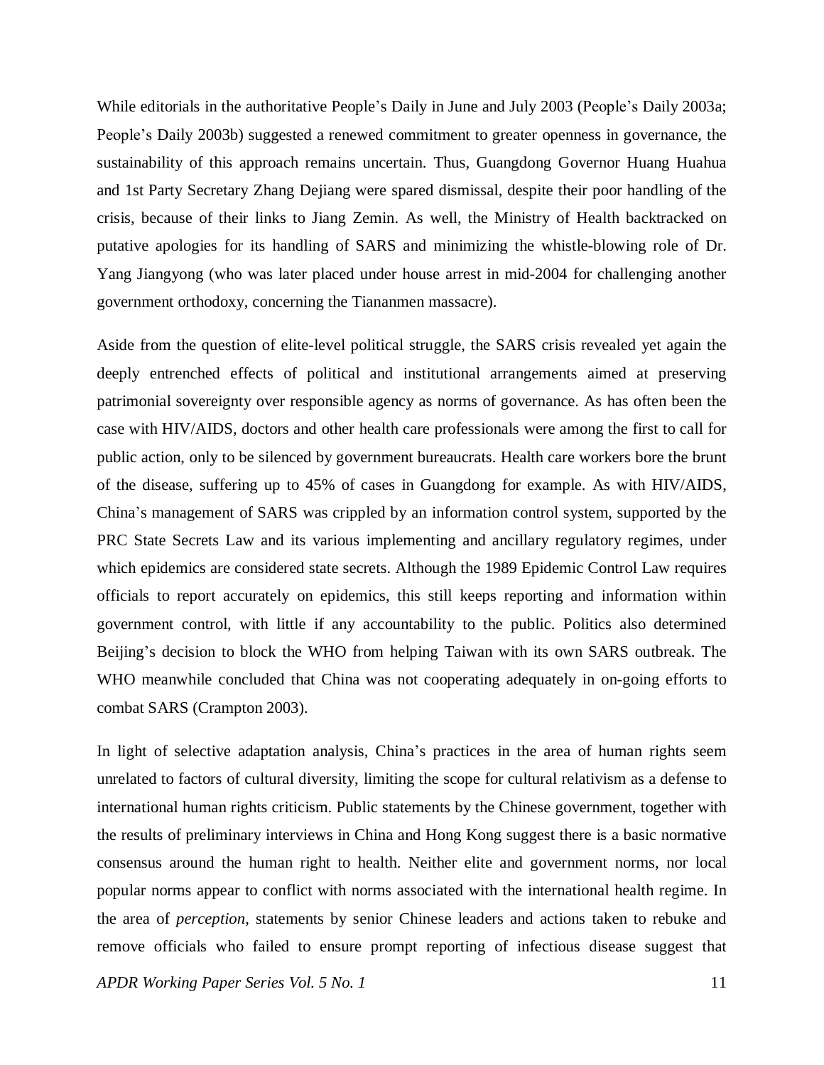While editorials in the authoritative People's Daily in June and July 2003 (People's Daily 2003a; People's Daily 2003b) suggested a renewed commitment to greater openness in governance, the sustainability of this approach remains uncertain. Thus, Guangdong Governor Huang Huahua and 1st Party Secretary Zhang Dejiang were spared dismissal, despite their poor handling of the crisis, because of their links to Jiang Zemin. As well, the Ministry of Health backtracked on putative apologies for its handling of SARS and minimizing the whistle-blowing role of Dr. Yang Jiangyong (who was later placed under house arrest in mid-2004 for challenging another government orthodoxy, concerning the Tiananmen massacre).

Aside from the question of elite-level political struggle, the SARS crisis revealed yet again the deeply entrenched effects of political and institutional arrangements aimed at preserving patrimonial sovereignty over responsible agency as norms of governance. As has often been the case with HIV/AIDS, doctors and other health care professionals were among the first to call for public action, only to be silenced by government bureaucrats. Health care workers bore the brunt of the disease, suffering up to 45% of cases in Guangdong for example. As with HIV/AIDS, China's management of SARS was crippled by an information control system, supported by the PRC State Secrets Law and its various implementing and ancillary regulatory regimes, under which epidemics are considered state secrets. Although the 1989 Epidemic Control Law requires officials to report accurately on epidemics, this still keeps reporting and information within government control, with little if any accountability to the public. Politics also determined Beijing's decision to block the WHO from helping Taiwan with its own SARS outbreak. The WHO meanwhile concluded that China was not cooperating adequately in on-going efforts to combat SARS (Crampton 2003).

In light of selective adaptation analysis, China's practices in the area of human rights seem unrelated to factors of cultural diversity, limiting the scope for cultural relativism as a defense to international human rights criticism. Public statements by the Chinese government, together with the results of preliminary interviews in China and Hong Kong suggest there is a basic normative consensus around the human right to health. Neither elite and government norms, nor local popular norms appear to conflict with norms associated with the international health regime. In the area of *perception*, statements by senior Chinese leaders and actions taken to rebuke and remove officials who failed to ensure prompt reporting of infectious disease suggest that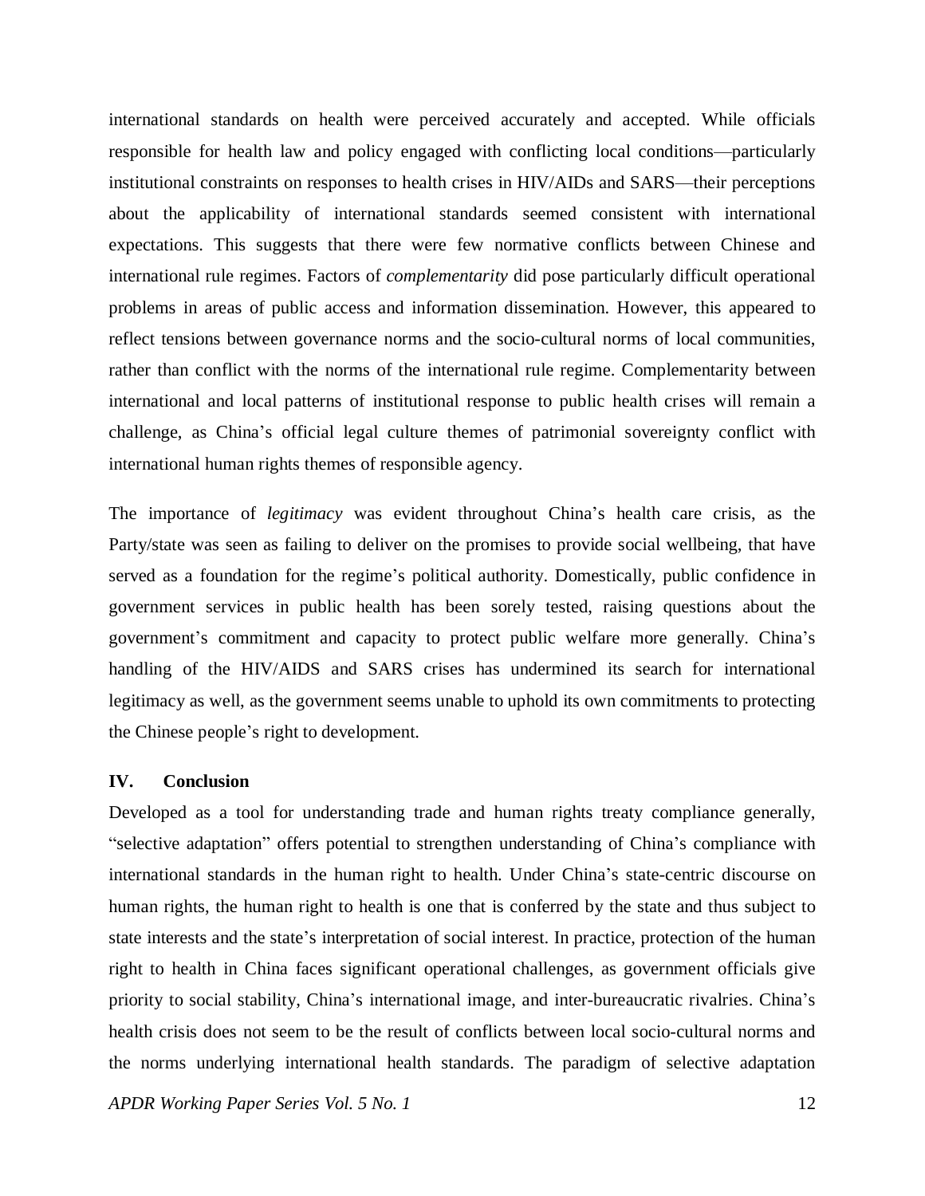international standards on health were perceived accurately and accepted. While officials responsible for health law and policy engaged with conflicting local conditions—particularly institutional constraints on responses to health crises in HIV/AIDs and SARS—their perceptions about the applicability of international standards seemed consistent with international expectations. This suggests that there were few normative conflicts between Chinese and international rule regimes. Factors of *complementarity* did pose particularly difficult operational problems in areas of public access and information dissemination. However, this appeared to reflect tensions between governance norms and the socio-cultural norms of local communities, rather than conflict with the norms of the international rule regime. Complementarity between international and local patterns of institutional response to public health crises will remain a challenge, as China's official legal culture themes of patrimonial sovereignty conflict with international human rights themes of responsible agency.

The importance of *legitimacy* was evident throughout China's health care crisis, as the Party/state was seen as failing to deliver on the promises to provide social wellbeing, that have served as a foundation for the regime's political authority. Domestically, public confidence in government services in public health has been sorely tested, raising questions about the government's commitment and capacity to protect public welfare more generally. China's handling of the HIV/AIDS and SARS crises has undermined its search for international legitimacy as well, as the government seems unable to uphold its own commitments to protecting the Chinese people's right to development.

## IV. Conclusion

Developed as a tool for understanding trade and human rights treaty compliance generally, "selective adaptation" offers potential to strengthen understanding of China's compliance with international standards in the human right to health. Under China's state-centric discourse on human rights, the human right to health is one that is conferred by the state and thus subject to state interests and the state's interpretation of social interest. In practice, protection of the human right to health in China faces significant operational challenges, as government officials give priority to social stability, China's international image, and inter-bureaucratic rivalries. China's health crisis does not seem to be the result of conflicts between local socio-cultural norms and the norms underlying international health standards. The paradigm of selective adaptation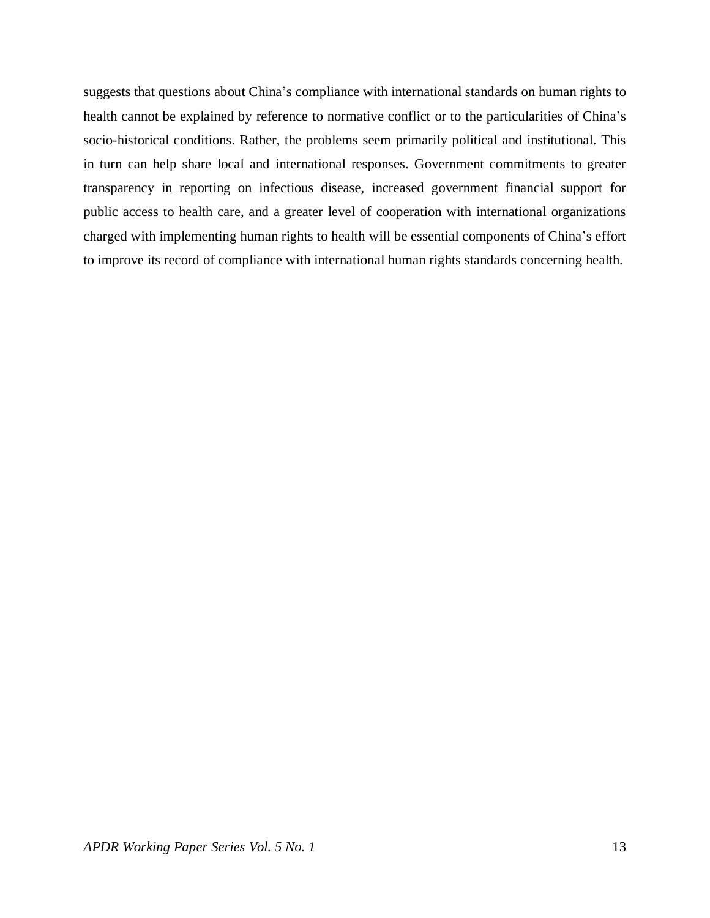suggests that questions about China's compliance with international standards on human rights to health cannot be explained by reference to normative conflict or to the particularities of China's socio-historical conditions. Rather, the problems seem primarily political and institutional. This in turn can help share local and international responses. Government commitments to greater transparency in reporting on infectious disease, increased government financial support for public access to health care, and a greater level of cooperation with international organizations charged with implementing human rights to health will be essential components of China's effort to improve its record of compliance with international human rights standards concerning health.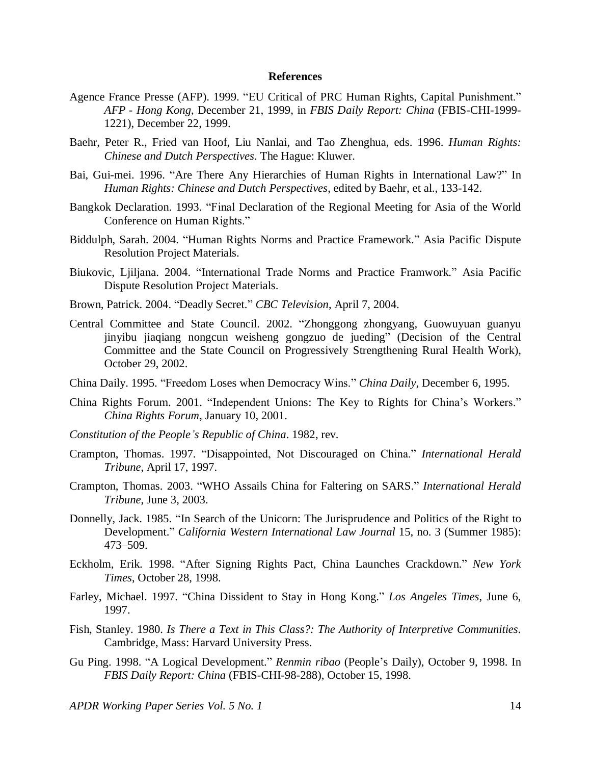**References**

Agence France Presse (AFP). 1999. “EU Critical of PRC Human Rights, Capital Punishment.” *AFP - Hong Kong*, December 21, 1999, in *FBIS Daily Report: China* (FBIS-CHI-1999-1221), December 22, 1999.

Baehr, Peter R., Fried van Hoof, Liu Nanlai, and Tao Zhenghua, eds. 1996. *Human Rights: Chinese and Dutch Perspectives*. The Hague: Kluwer.

Bai, Gui-mei. 1996. “Are There Any Hierarchies of Human Rights in International Law?” In *Human Rights: Chinese and Dutch Perspectives*, edited by Baehr, et al., 133-142.

Bangkok Declaration. 1993. “Final Declaration of the Regional Meeting for Asia of the World Conference on Human Rights.”

Biddulph, Sarah. 2004. “Human Rights Norms and Practice Framework.” Asia Pacific Dispute Resolution Project Materials.

Biukovic, Ljiljana. 2004. “International Trade Norms and Practice Framwork.” Asia Pacific Dispute Resolution Project Materials.

Brown, Patrick. 2004. “Deadly Secret.” *CBC Television*, April 7, 2004.

Central Committee and State Council. 2002. “Zhonggong zhongyang, Guowuyuan guanyu jinyibu jiaqiang nongcun weisheng gongzuo de jueding” (Decision of the Central Committee and the State Council on Progressively Strengthening Rural Health Work), October 29, 2002.

China Daily. 1995. “Freedom Loses when Democracy Wins.” *China Daily*, December 6, 1995.

China Rights Forum. 2001. “Independent Unions: The Key to Rights for China’s Workers.” *China Rights Forum*, January 10, 2001.

*Constitution of the People’s Republic of China*. 1982, rev.

Crampton, Thomas. 1997. “Disappointed, Not Discouraged on China.” *International Herald Tribune*, April 17, 1997.

Crampton, Thomas. 2003. “WHO Assails China for Faltering on SARS.” *International Herald Tribune*, June 3, 2003.

Donnelly, Jack. 1985. “In Search of the Unicorn: The Jurisprudence and Politics of the Right to Development.” *California Western International Law Journal* 15, no. 3 (Summer 1985): 473–509.

Eckholm, Erik. 1998. “After Signing Rights Pact, China Launches Crackdown.” *New York Times*, October 28, 1998.

Farley, Michael. 1997. “China Dissident to Stay in Hong Kong.” *Los Angeles Times*, June 6, 1997.

Fish, Stanley. 1980. *Is There a Text in This Class?: The Authority of Interpretive Communities*. Cambridge, Mass: Harvard University Press.

Gu Ping. 1998. “A Logical Development.” *Renmin ribao* (People’s Daily), October 9, 1998. In *FBIS Daily Report: China* (FBIS-CHI-98-288), October 15, 1998.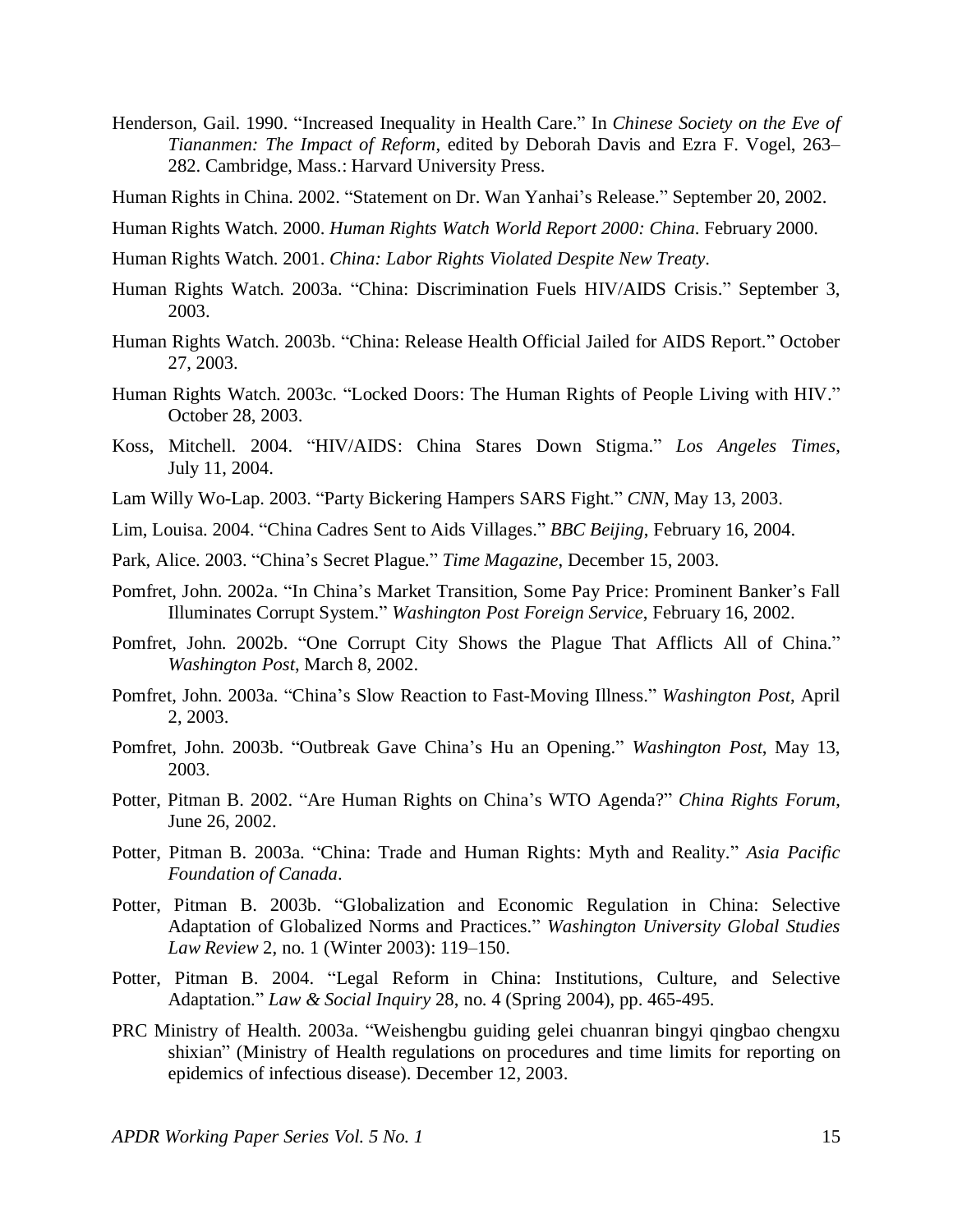Henderson, Gail. 1990. "Increased Inequality in Health Care." In *Chinese Society on the Eve of Tiananmen: The Impact of Reform*, edited by Deborah Davis and Ezra F. Vogel, 263–282. Cambridge, Mass.: Harvard University Press.

Human Rights in China. 2002. "Statement on Dr. Wan Yanhai's Release." September 20, 2002.

Human Rights Watch. 2000. *Human Rights Watch World Report 2000: China*. February 2000.

Human Rights Watch. 2001. *China: Labor Rights Violated Despite New Treaty*.

Human Rights Watch. 2003a. "China: Discrimination Fuels HIV/AIDS Crisis." September 3, 2003.

Human Rights Watch. 2003b. "China: Release Health Official Jailed for AIDS Report." October 27, 2003.

Human Rights Watch. 2003c. "Locked Doors: The Human Rights of People Living with HIV." October 28, 2003.

Koss, Mitchell. 2004. "HIV/AIDS: China Stares Down Stigma." *Los Angeles Times*, July 11, 2004.

Lam Willy Wo-Lap. 2003. "Party Bickering Hampers SARS Fight." *CNN*, May 13, 2003.

Lim, Louisa. 2004. "China Cadres Sent to Aids Villages." *BBC Beijing*, February 16, 2004.

Park, Alice. 2003. "China's Secret Plague." *Time Magazine*, December 15, 2003.

Pomfret, John. 2002a. "In China's Market Transition, Some Pay Price: Prominent Banker's Fall Illuminates Corrupt System." *Washington Post Foreign Service*, February 16, 2002.

Pomfret, John. 2002b. "One Corrupt City Shows the Plague That Afflicts All of China." *Washington Post*, March 8, 2002.

Pomfret, John. 2003a. "China's Slow Reaction to Fast-Moving Illness." *Washington Post*, April 2, 2003.

Pomfret, John. 2003b. "Outbreak Gave China's Hu an Opening." *Washington Post*, May 13, 2003.

Potter, Pitman B. 2002. "Are Human Rights on China's WTO Agenda?" *China Rights Forum*, June 26, 2002.

Potter, Pitman B. 2003a. "China: Trade and Human Rights: Myth and Reality." *Asia Pacific Foundation of Canada*.

Potter, Pitman B. 2003b. "Globalization and Economic Regulation in China: Selective Adaptation of Globalized Norms and Practices." *Washington University Global Studies Law Review* 2, no. 1 (Winter 2003): 119–150.

Potter, Pitman B. 2004. "Legal Reform in China: Institutions, Culture, and Selective Adaptation." *Law & Social Inquiry* 28, no. 4 (Spring 2004), pp. 465-495.

PRC Ministry of Health. 2003a. "Weishengbu guiding gelei chuanran bingyi qingbao chengxu shixian" (Ministry of Health regulations on procedures and time limits for reporting on epidemics of infectious disease). December 12, 2003.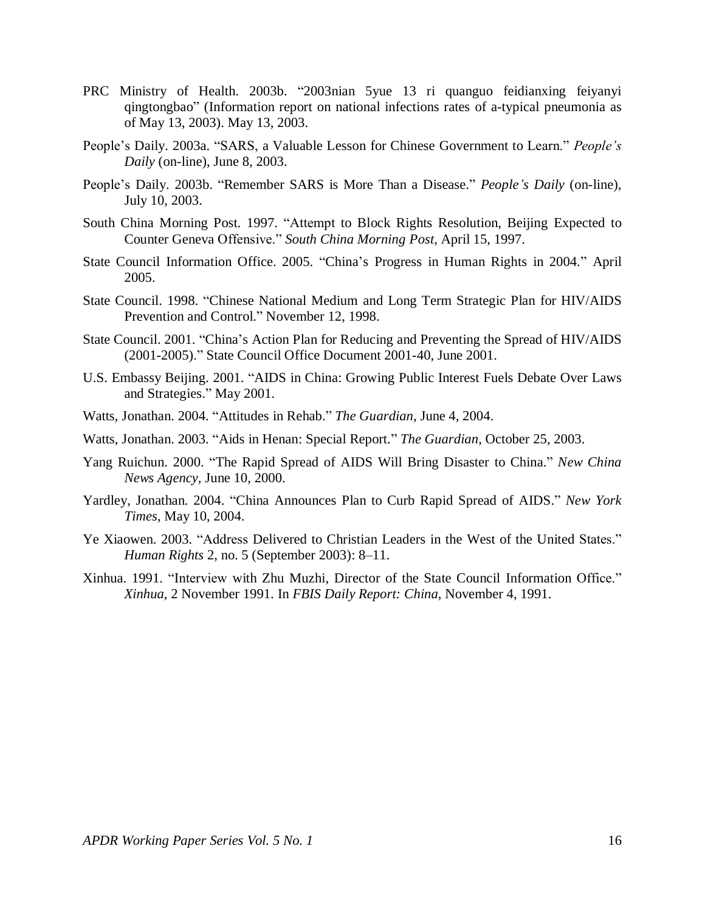PRC Ministry of Health. 2003b. "2003nian 5yue 13 ri quanguo feidianxing feiyanyi qingtongbao" (Information report on national infections rates of a-typical pneumonia as of May 13, 2003). May 13, 2003.

People's Daily. 2003a. "SARS, a Valuable Lesson for Chinese Government to Learn." *People's Daily* (on-line), June 8, 2003.

People's Daily. 2003b. "Remember SARS is More Than a Disease." *People's Daily* (on-line), July 10, 2003.

South China Morning Post. 1997. "Attempt to Block Rights Resolution, Beijing Expected to Counter Geneva Offensive." *South China Morning Post*, April 15, 1997.

State Council Information Office. 2005. "China's Progress in Human Rights in 2004." April 2005.

State Council. 1998. "Chinese National Medium and Long Term Strategic Plan for HIV/AIDS Prevention and Control." November 12, 1998.

State Council. 2001. "China's Action Plan for Reducing and Preventing the Spread of HIV/AIDS (2001-2005)." State Council Office Document 2001-40, June 2001.

U.S. Embassy Beijing. 2001. "AIDS in China: Growing Public Interest Fuels Debate Over Laws and Strategies." May 2001.

Watts, Jonathan. 2004. "Attitudes in Rehab." *The Guardian*, June 4, 2004.

Watts, Jonathan. 2003. "Aids in Henan: Special Report." *The Guardian*, October 25, 2003.

Yang Ruichun. 2000. "The Rapid Spread of AIDS Will Bring Disaster to China." *New China News Agency*, June 10, 2000.

Yardley, Jonathan. 2004. "China Announces Plan to Curb Rapid Spread of AIDS." *New York Times*, May 10, 2004.

Ye Xiaowen. 2003. "Address Delivered to Christian Leaders in the West of the United States." *Human Rights* 2, no. 5 (September 2003): 8–11.

Xinhua. 1991. "Interview with Zhu Muzhi, Director of the State Council Information Office." *Xinhua*, 2 November 1991. In *FBIS Daily Report: China*, November 4, 1991.